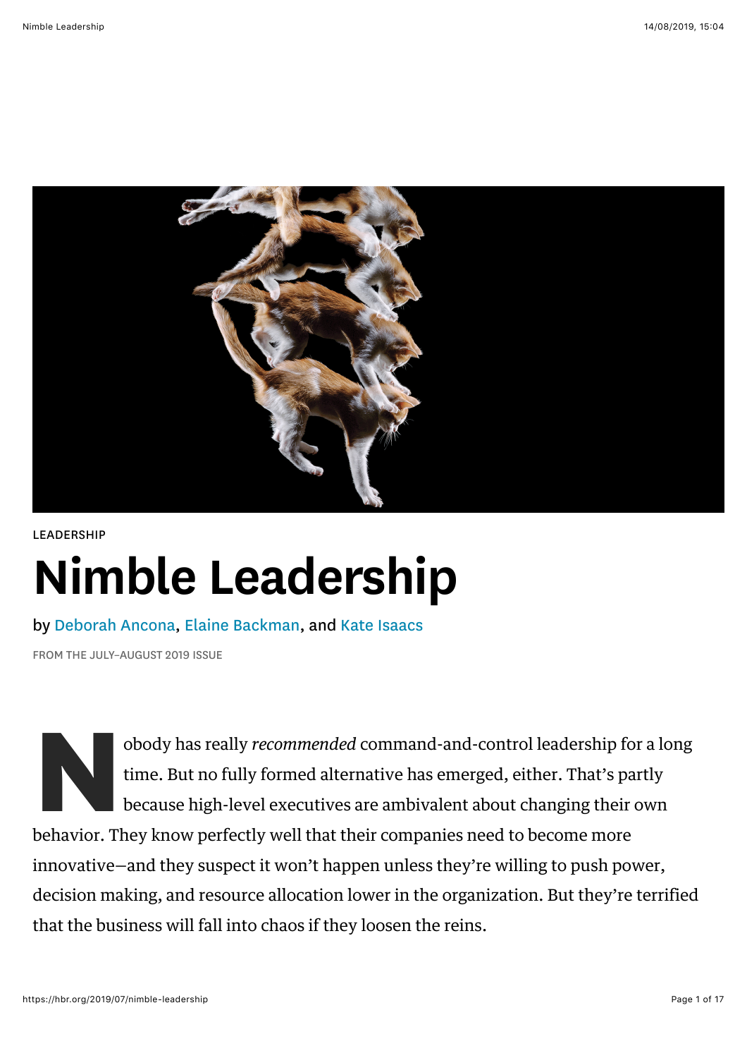LEADERSHIP

# Nimble Leadership

by Deborah Ancona, Elaine Backman, and Kate Isaacs

FROM THE JULY–AUGUST 2019 ISSUE

Nobody has really *recommended* command-and-control leadership for a long time. But no fully formed alternative has emerged, either. That's partly because high-level executives are ambivalent about changing their own behavior. They know perfectly well that their companies need to become more innovative—and they suspect it won't happen unless they're willing to push power, decision making, and resource allocation lower in the organization. But they're terrified that the business will fall into chaos if they loosen the reins.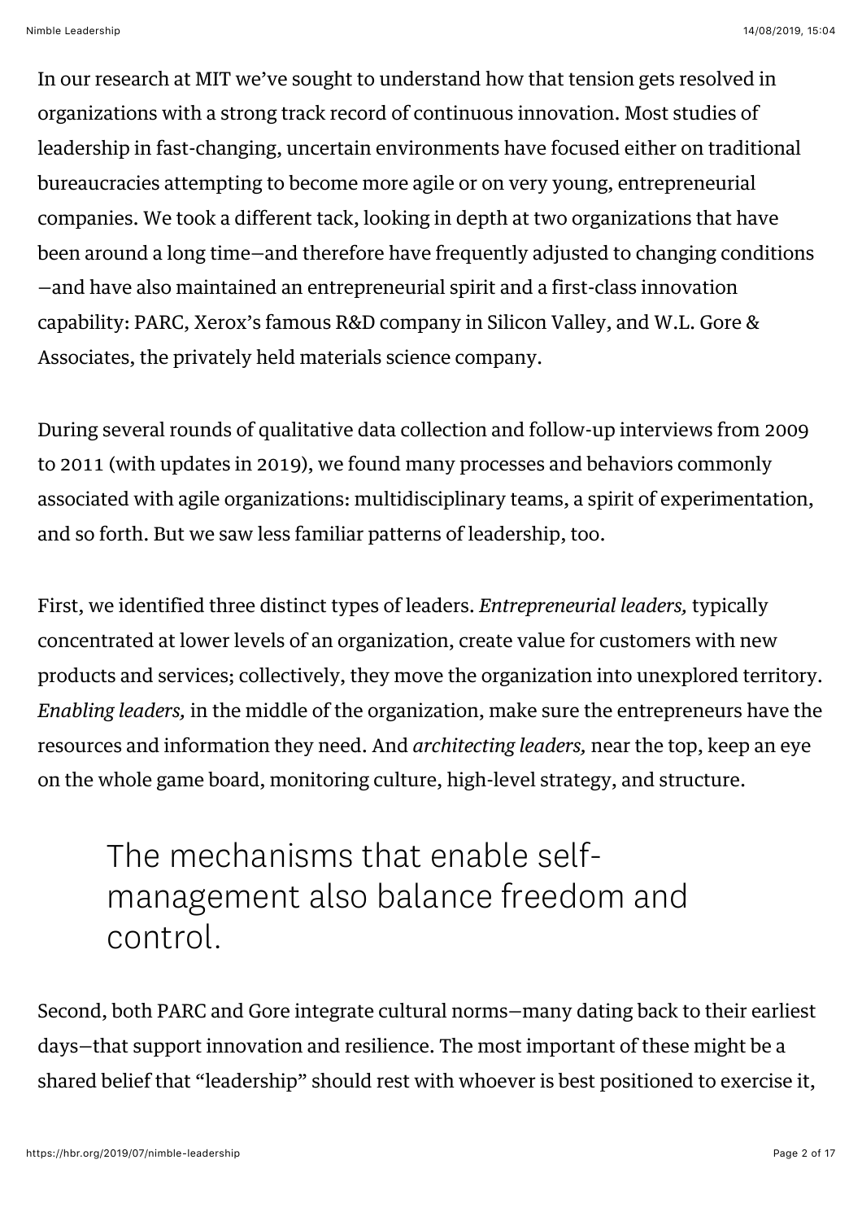In our research at MIT we've sought to understand how that tension gets resolved in organizations with a strong track record of continuous innovation. Most studies of leadership in fast-changing, uncertain environments have focused either on traditional bureaucracies attempting to become more agile or on very young, entrepreneurial companies. We took a different tack, looking in depth at two organizations that have been around a long time—and therefore have frequently adjusted to changing conditions—and have also maintained an entrepreneurial spirit and a first-class innovation capability: PARC, Xerox's famous R&D company in Silicon Valley, and W.L. Gore & Associates, the privately held materials science company.

During several rounds of qualitative data collection and follow-up interviews from 2009 to 2011 (with updates in 2019), we found many processes and behaviors commonly associated with agile organizations: multidisciplinary teams, a spirit of experimentation, and so forth. But we saw less familiar patterns of leadership, too.

First, we identified three distinct types of leaders. *Entrepreneurial leaders,* typically concentrated at lower levels of an organization, create value for customers with new products and services; collectively, they move the organization into unexplored territory. *Enabling leaders,* in the middle of the organization, make sure the entrepreneurs have the resources and information they need. And *architecting leaders,* near the top, keep an eye on the whole game board, monitoring culture, high-level strategy, and structure.

> The mechanisms that enable self-management also balance freedom and control.

Second, both PARC and Gore integrate cultural norms—many dating back to their earliest days—that support innovation and resilience. The most important of these might be a shared belief that "leadership" should rest with whoever is best positioned to exercise it,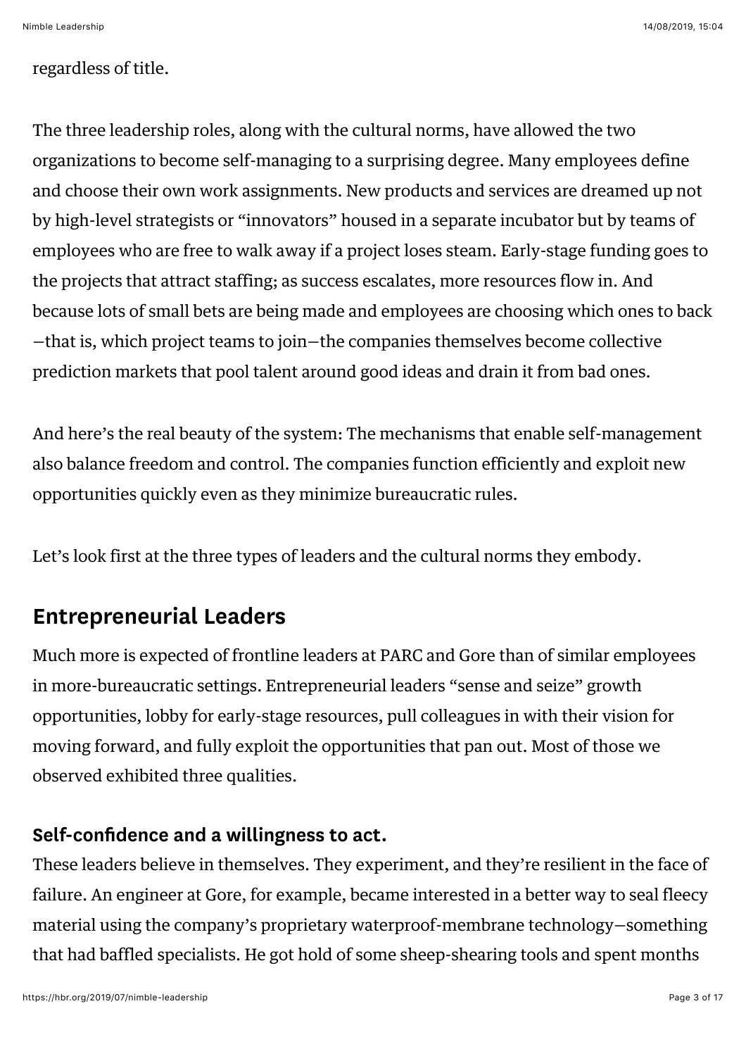regardless of title.

The three leadership roles, along with the cultural norms, have allowed the two organizations to become self-managing to a surprising degree. Many employees define and choose their own work assignments. New products and services are dreamed up not by high-level strategists or “innovators” housed in a separate incubator but by teams of employees who are free to walk away if a project loses steam. Early-stage funding goes to the projects that attract staffing; as success escalates, more resources flow in. And because lots of small bets are being made and employees are choosing which ones to back—that is, which project teams to join—the companies themselves become collective prediction markets that pool talent around good ideas and drain it from bad ones.

And here’s the real beauty of the system: The mechanisms that enable self-management also balance freedom and control. The companies function efficiently and exploit new opportunities quickly even as they minimize bureaucratic rules.

Let’s look first at the three types of leaders and the cultural norms they embody.

## Entrepreneurial Leaders

Much more is expected of frontline leaders at PARC and Gore than of similar employees in more-bureaucratic settings. Entrepreneurial leaders “sense and seize” growth opportunities, lobby for early-stage resources, pull colleagues in with their vision for moving forward, and fully exploit the opportunities that pan out. Most of those we observed exhibited three qualities.

### Self-confidence and a willingness to act.

These leaders believe in themselves. They experiment, and they’re resilient in the face of failure. An engineer at Gore, for example, became interested in a better way to seal fleecy material using the company’s proprietary waterproof-membrane technology—something that had baffled specialists. He got hold of some sheep-shearing tools and spent months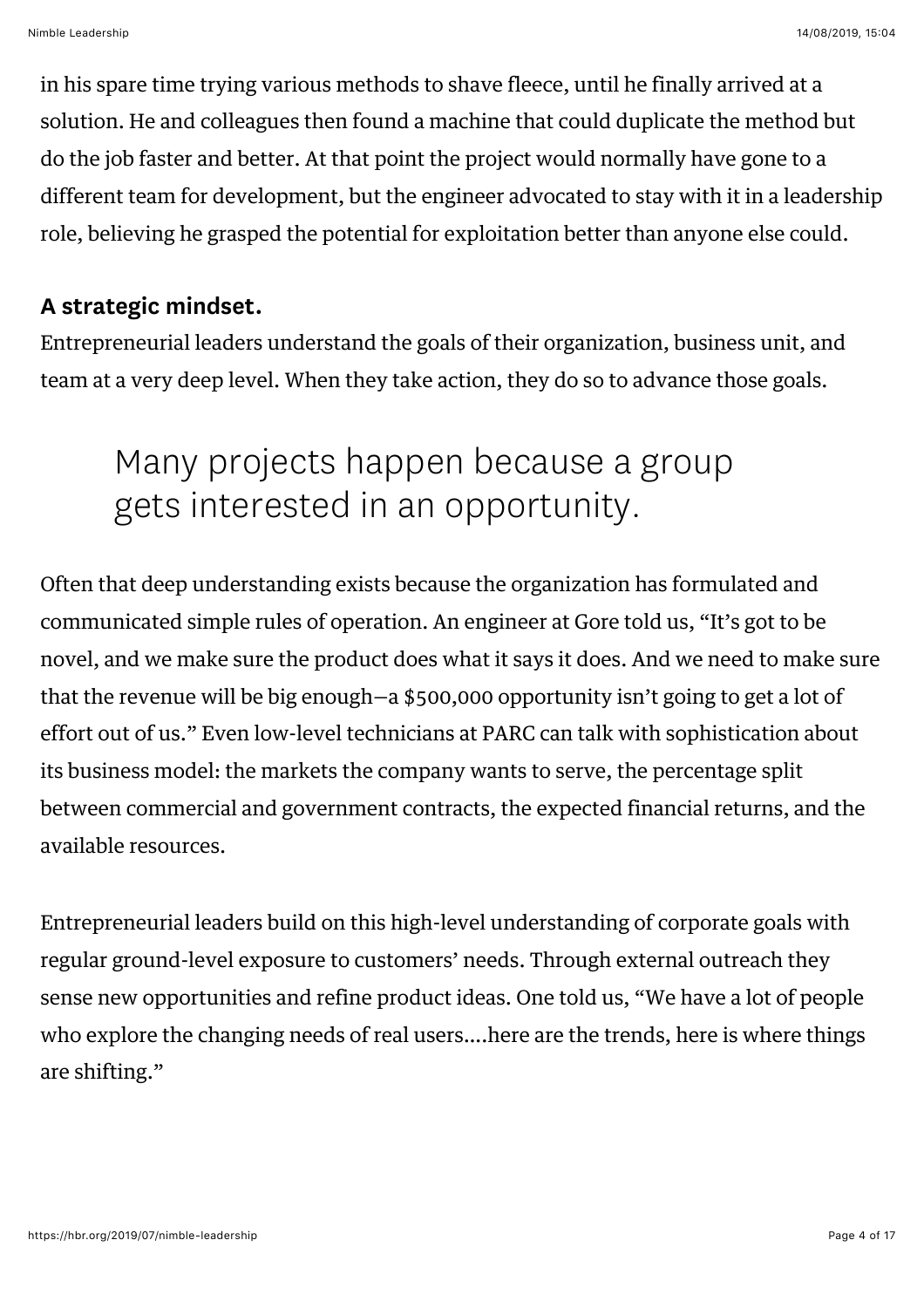in his spare time trying various methods to shave fleece, until he finally arrived at a solution. He and colleagues then found a machine that could duplicate the method but do the job faster and better. At that point the project would normally have gone to a different team for development, but the engineer advocated to stay with it in a leadership role, believing he grasped the potential for exploitation better than anyone else could.

**A strategic mindset.**

Entrepreneurial leaders understand the goals of their organization, business unit, and team at a very deep level. When they take action, they do so to advance those goals.

> Many projects happen because a group gets interested in an opportunity.

Often that deep understanding exists because the organization has formulated and communicated simple rules of operation. An engineer at Gore told us, "It's got to be novel, and we make sure the product does what it says it does. And we need to make sure that the revenue will be big enough—a $500,000 opportunity isn't going to get a lot of effort out of us." Even low-level technicians at PARC can talk with sophistication about its business model: the markets the company wants to serve, the percentage split between commercial and government contracts, the expected financial returns, and the available resources.

Entrepreneurial leaders build on this high-level understanding of corporate goals with regular ground-level exposure to customers' needs. Through external outreach they sense new opportunities and refine product ideas. One told us, "We have a lot of people who explore the changing needs of real users....here are the trends, here is where things are shifting."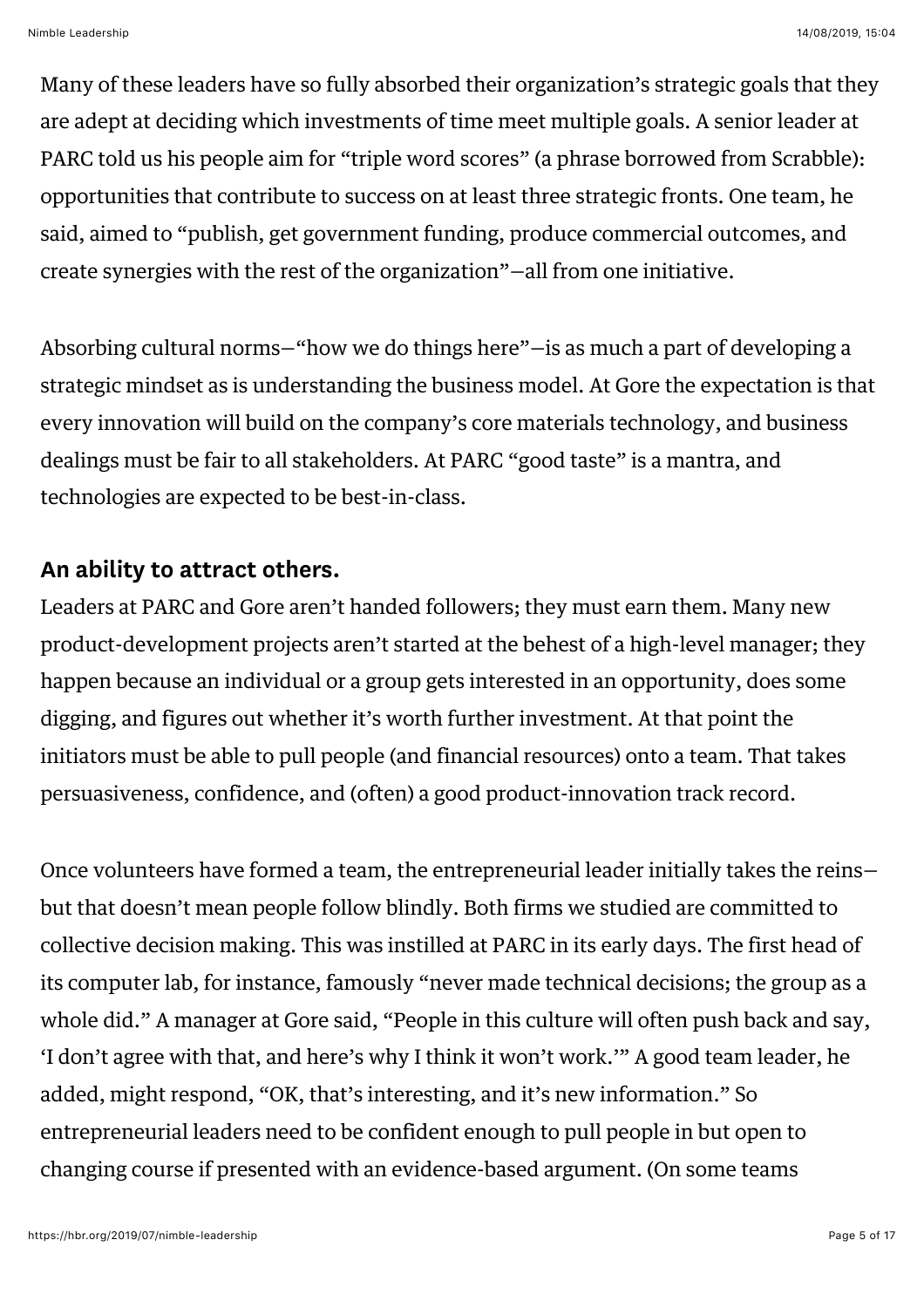Many of these leaders have so fully absorbed their organization's strategic goals that they are adept at deciding which investments of time meet multiple goals. A senior leader at PARC told us his people aim for "triple word scores" (a phrase borrowed from Scrabble): opportunities that contribute to success on at least three strategic fronts. One team, he said, aimed to "publish, get government funding, produce commercial outcomes, and create synergies with the rest of the organization"—all from one initiative.

Absorbing cultural norms—"how we do things here"—is as much a part of developing a strategic mindset as is understanding the business model. At Gore the expectation is that every innovation will build on the company's core materials technology, and business dealings must be fair to all stakeholders. At PARC "good taste" is a mantra, and technologies are expected to be best-in-class.

### An ability to attract others.

Leaders at PARC and Gore aren't handed followers; they must earn them. Many new product-development projects aren't started at the behest of a high-level manager; they happen because an individual or a group gets interested in an opportunity, does some digging, and figures out whether it's worth further investment. At that point the initiators must be able to pull people (and financial resources) onto a team. That takes persuasiveness, confidence, and (often) a good product-innovation track record.

Once volunteers have formed a team, the entrepreneurial leader initially takes the reins—but that doesn't mean people follow blindly. Both firms we studied are committed to collective decision making. This was instilled at PARC in its early days. The first head of its computer lab, for instance, famously "never made technical decisions; the group as a whole did." A manager at Gore said, "People in this culture will often push back and say, 'I don't agree with that, and here's why I think it won't work.'" A good team leader, he added, might respond, "OK, that's interesting, and it's new information." So entrepreneurial leaders need to be confident enough to pull people in but open to changing course if presented with an evidence-based argument. (On some teams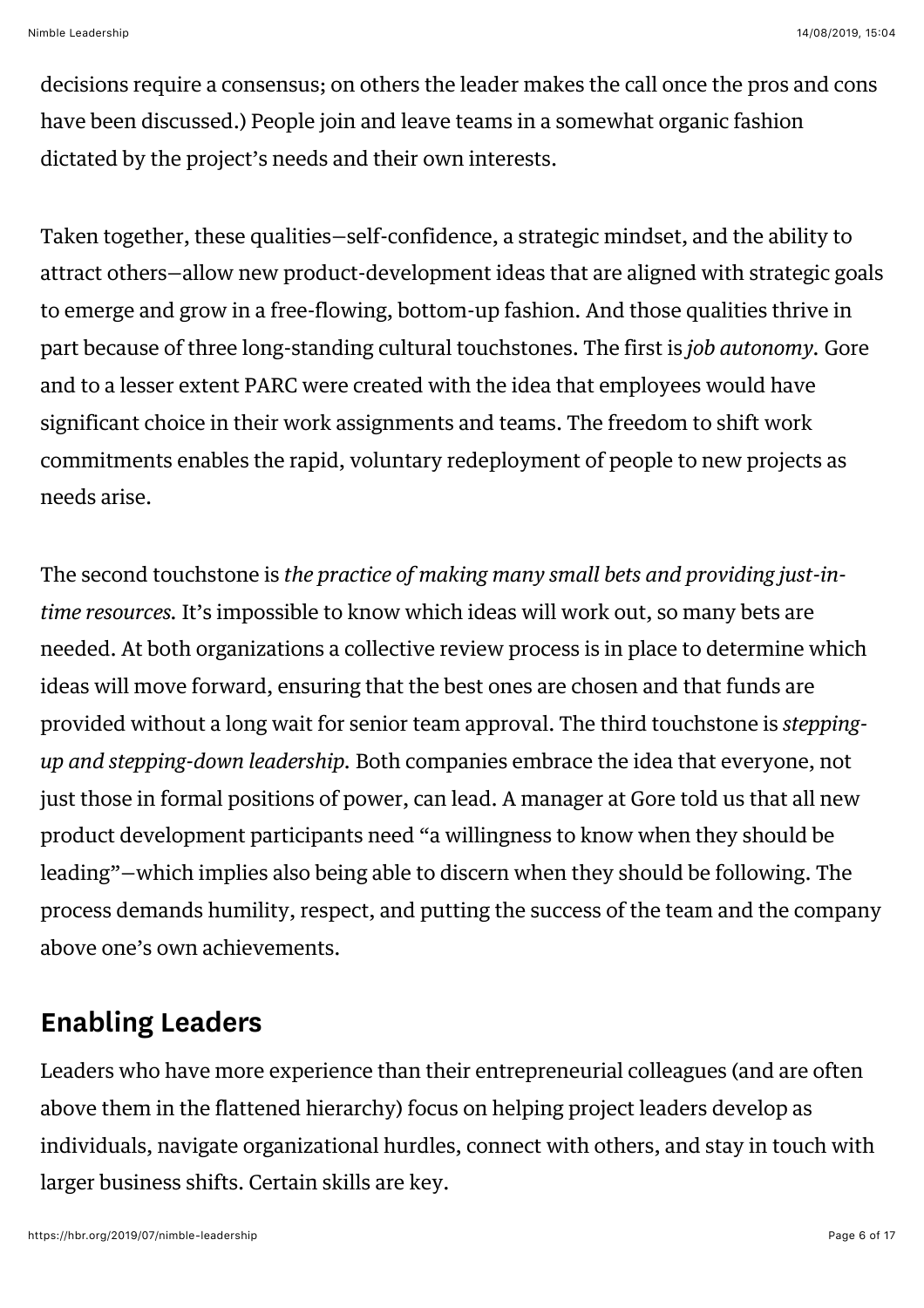decisions require a consensus; on others the leader makes the call once the pros and cons have been discussed.) People join and leave teams in a somewhat organic fashion dictated by the project's needs and their own interests.

Taken together, these qualities—self-confidence, a strategic mindset, and the ability to attract others—allow new product-development ideas that are aligned with strategic goals to emerge and grow in a free-flowing, bottom-up fashion. And those qualities thrive in part because of three long-standing cultural touchstones. The first is *job autonomy.* Gore and to a lesser extent PARC were created with the idea that employees would have significant choice in their work assignments and teams. The freedom to shift work commitments enables the rapid, voluntary redeployment of people to new projects as needs arise.

The second touchstone is *the practice of making many small bets and providing just-in-time resources.* It's impossible to know which ideas will work out, so many bets are needed. At both organizations a collective review process is in place to determine which ideas will move forward, ensuring that the best ones are chosen and that funds are provided without a long wait for senior team approval. The third touchstone is *stepping-up and stepping-down leadership.* Both companies embrace the idea that everyone, not just those in formal positions of power, can lead. A manager at Gore told us that all new product development participants need "a willingness to know when they should be leading"—which implies also being able to discern when they should be following. The process demands humility, respect, and putting the success of the team and the company above one's own achievements.

## Enabling Leaders

Leaders who have more experience than their entrepreneurial colleagues (and are often above them in the flattened hierarchy) focus on helping project leaders develop as individuals, navigate organizational hurdles, connect with others, and stay in touch with larger business shifts. Certain skills are key.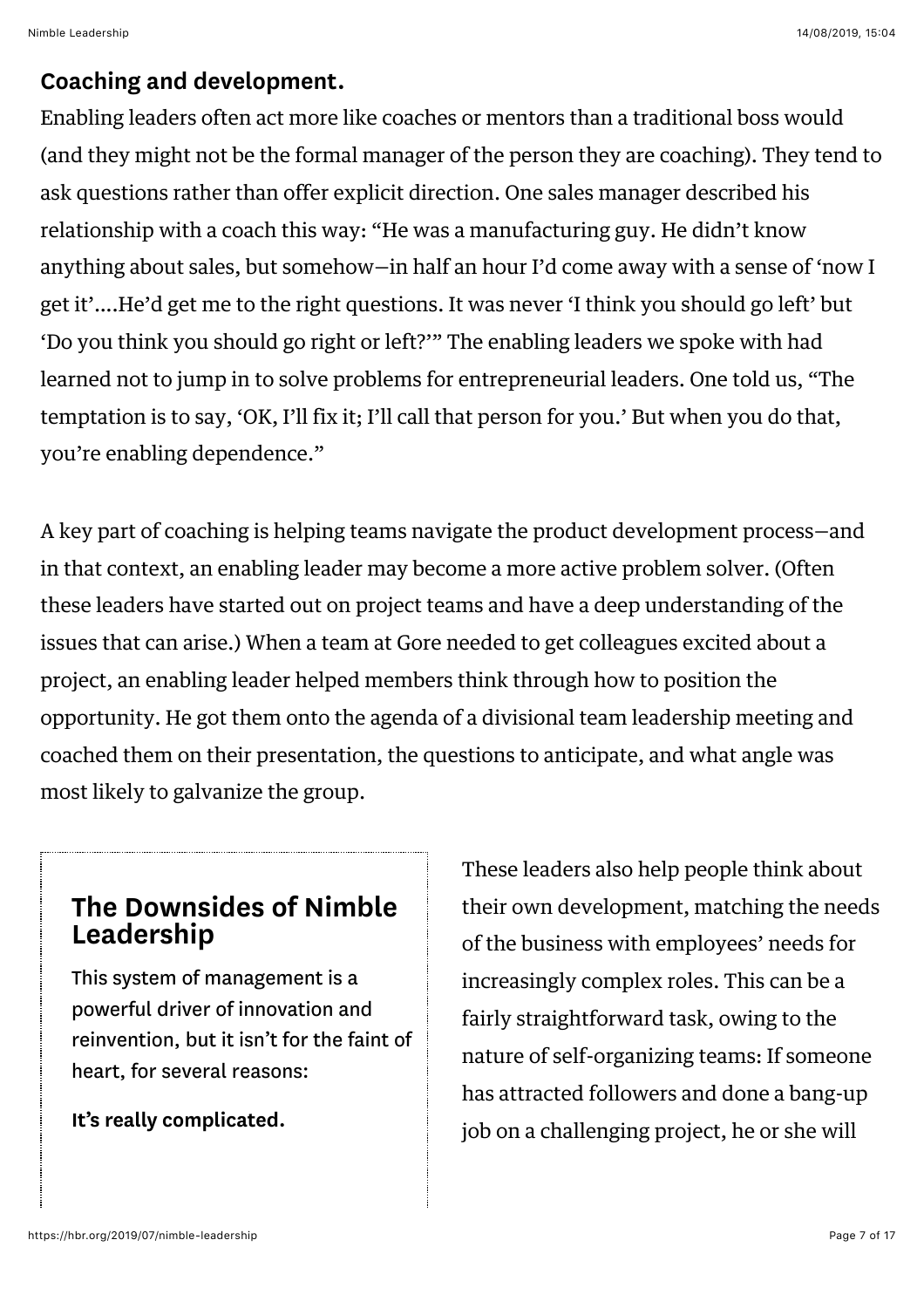**Coaching and development.**

Enabling leaders often act more like coaches or mentors than a traditional boss would (and they might not be the formal manager of the person they are coaching). They tend to ask questions rather than offer explicit direction. One sales manager described his relationship with a coach this way: "He was a manufacturing guy. He didn't know anything about sales, but somehow—in half an hour I'd come away with a sense of 'now I get it'....He'd get me to the right questions. It was never 'I think you should go left' but 'Do you think you should go right or left?'" The enabling leaders we spoke with had learned not to jump in to solve problems for entrepreneurial leaders. One told us, "The temptation is to say, 'OK, I'll fix it; I'll call that person for you.' But when you do that, you're enabling dependence."

A key part of coaching is helping teams navigate the product development process—and in that context, an enabling leader may become a more active problem solver. (Often these leaders have started out on project teams and have a deep understanding of the issues that can arise.) When a team at Gore needed to get colleagues excited about a project, an enabling leader helped members think through how to position the opportunity. He got them onto the agenda of a divisional team leadership meeting and coached them on their presentation, the questions to anticipate, and what angle was most likely to galvanize the group.

These leaders also help people think about their own development, matching the needs of the business with employees' needs for increasingly complex roles. This can be a fairly straightforward task, owing to the nature of self-organizing teams: If someone has attracted followers and done a bang-up job on a challenging project, he or she will

## The Downsides of Nimble Leadership

This system of management is a powerful driver of innovation and reinvention, but it isn't for the faint of heart, for several reasons:

**It's really complicated.**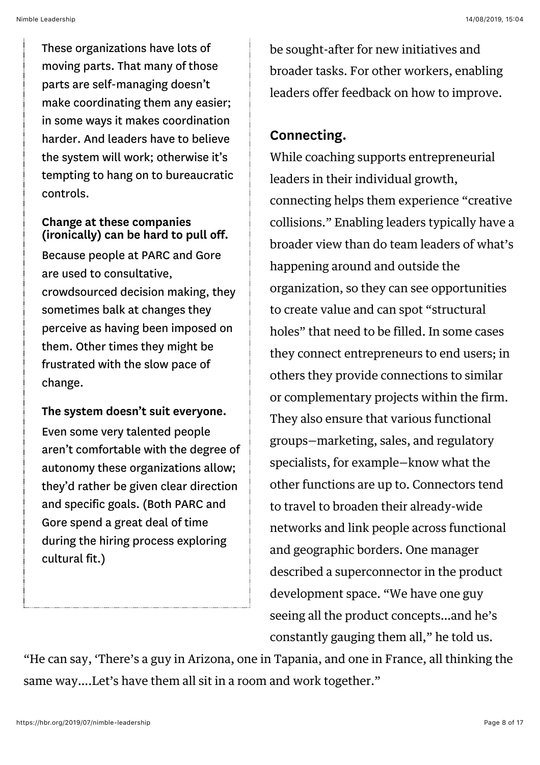These organizations have lots of moving parts. That many of those parts are self-managing doesn't make coordinating them any easier; in some ways it makes coordination harder. And leaders have to believe the system will work; otherwise it's tempting to hang on to bureaucratic controls.

**Change at these companies (ironically) can be hard to pull off.**

Because people at PARC and Gore are used to consultative, crowdsourced decision making, they sometimes balk at changes they perceive as having been imposed on them. Other times they might be frustrated with the slow pace of change.

**The system doesn't suit everyone.**

Even some very talented people aren't comfortable with the degree of autonomy these organizations allow; they'd rather be given clear direction and specific goals. (Both PARC and Gore spend a great deal of time during the hiring process exploring cultural fit.)

be sought-after for new initiatives and broader tasks. For other workers, enabling leaders offer feedback on how to improve.

### Connecting.

While coaching supports entrepreneurial leaders in their individual growth, connecting helps them experience "creative collisions." Enabling leaders typically have a broader view than do team leaders of what's happening around and outside the organization, so they can see opportunities to create value and can spot "structural holes" that need to be filled. In some cases they connect entrepreneurs to end users; in others they provide connections to similar or complementary projects within the firm. They also ensure that various functional groups—marketing, sales, and regulatory specialists, for example—know what the other functions are up to. Connectors tend to travel to broaden their already-wide networks and link people across functional and geographic borders. One manager described a superconnector in the product development space. "We have one guy seeing all the product concepts...and he's constantly gauging them all," he told us. "He can say, 'There's a guy in Arizona, one in Tapania, and one in France, all thinking the same way....Let's have them all sit in a room and work together."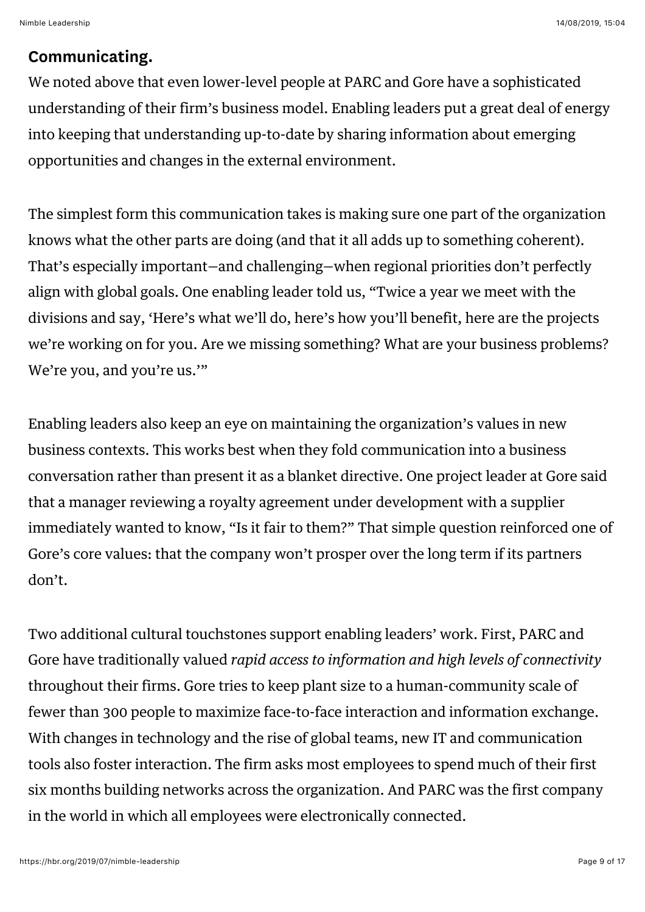**Communicating.**

We noted above that even lower-level people at PARC and Gore have a sophisticated understanding of their firm's business model. Enabling leaders put a great deal of energy into keeping that understanding up-to-date by sharing information about emerging opportunities and changes in the external environment.

The simplest form this communication takes is making sure one part of the organization knows what the other parts are doing (and that it all adds up to something coherent). That's especially important—and challenging—when regional priorities don't perfectly align with global goals. One enabling leader told us, "Twice a year we meet with the divisions and say, 'Here's what we'll do, here's how you'll benefit, here are the projects we're working on for you. Are we missing something? What are your business problems? We're you, and you're us.'"

Enabling leaders also keep an eye on maintaining the organization's values in new business contexts. This works best when they fold communication into a business conversation rather than present it as a blanket directive. One project leader at Gore said that a manager reviewing a royalty agreement under development with a supplier immediately wanted to know, "Is it fair to them?" That simple question reinforced one of Gore's core values: that the company won't prosper over the long term if its partners don't.

Two additional cultural touchstones support enabling leaders' work. First, PARC and Gore have traditionally valued *rapid access to information and high levels of connectivity* throughout their firms. Gore tries to keep plant size to a human-community scale of fewer than 300 people to maximize face-to-face interaction and information exchange. With changes in technology and the rise of global teams, new IT and communication tools also foster interaction. The firm asks most employees to spend much of their first six months building networks across the organization. And PARC was the first company in the world in which all employees were electronically connected.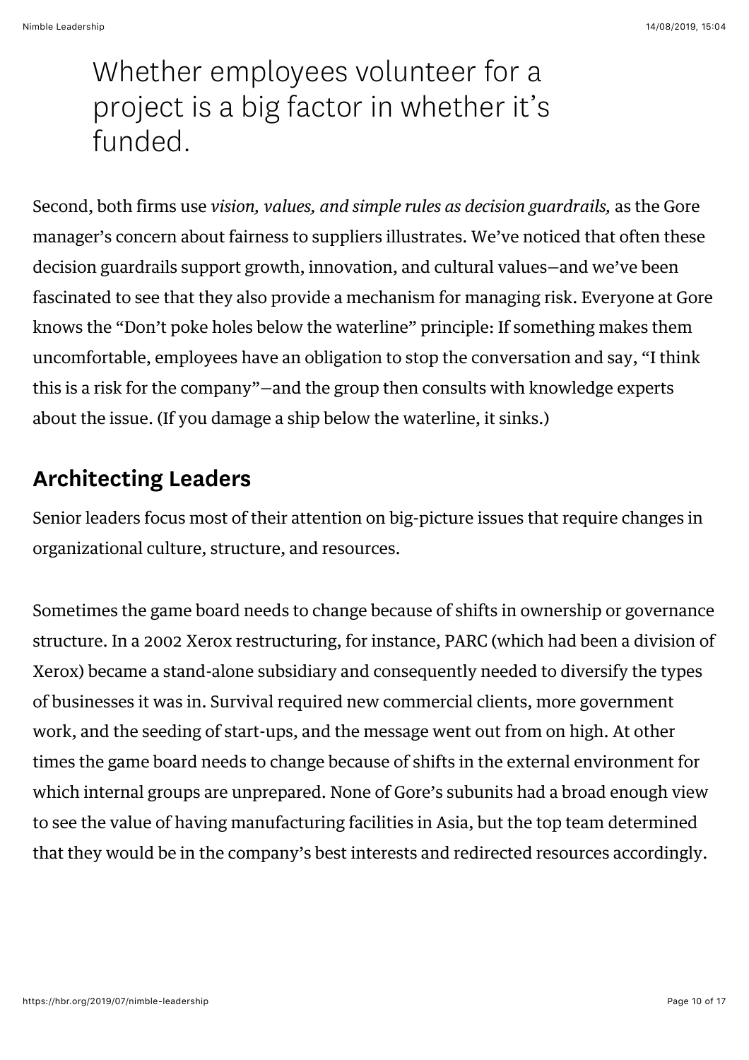> Whether employees volunteer for a project is a big factor in whether it's funded.

Second, both firms use *vision, values, and simple rules as decision guardrails,* as the Gore manager's concern about fairness to suppliers illustrates. We've noticed that often these decision guardrails support growth, innovation, and cultural values—and we've been fascinated to see that they also provide a mechanism for managing risk. Everyone at Gore knows the "Don't poke holes below the waterline" principle: If something makes them uncomfortable, employees have an obligation to stop the conversation and say, "I think this is a risk for the company"—and the group then consults with knowledge experts about the issue. (If you damage a ship below the waterline, it sinks.)

## Architecting Leaders

Senior leaders focus most of their attention on big-picture issues that require changes in organizational culture, structure, and resources.

Sometimes the game board needs to change because of shifts in ownership or governance structure. In a 2002 Xerox restructuring, for instance, PARC (which had been a division of Xerox) became a stand-alone subsidiary and consequently needed to diversify the types of businesses it was in. Survival required new commercial clients, more government work, and the seeding of start-ups, and the message went out from on high. At other times the game board needs to change because of shifts in the external environment for which internal groups are unprepared. None of Gore's subunits had a broad enough view to see the value of having manufacturing facilities in Asia, but the top team determined that they would be in the company's best interests and redirected resources accordingly.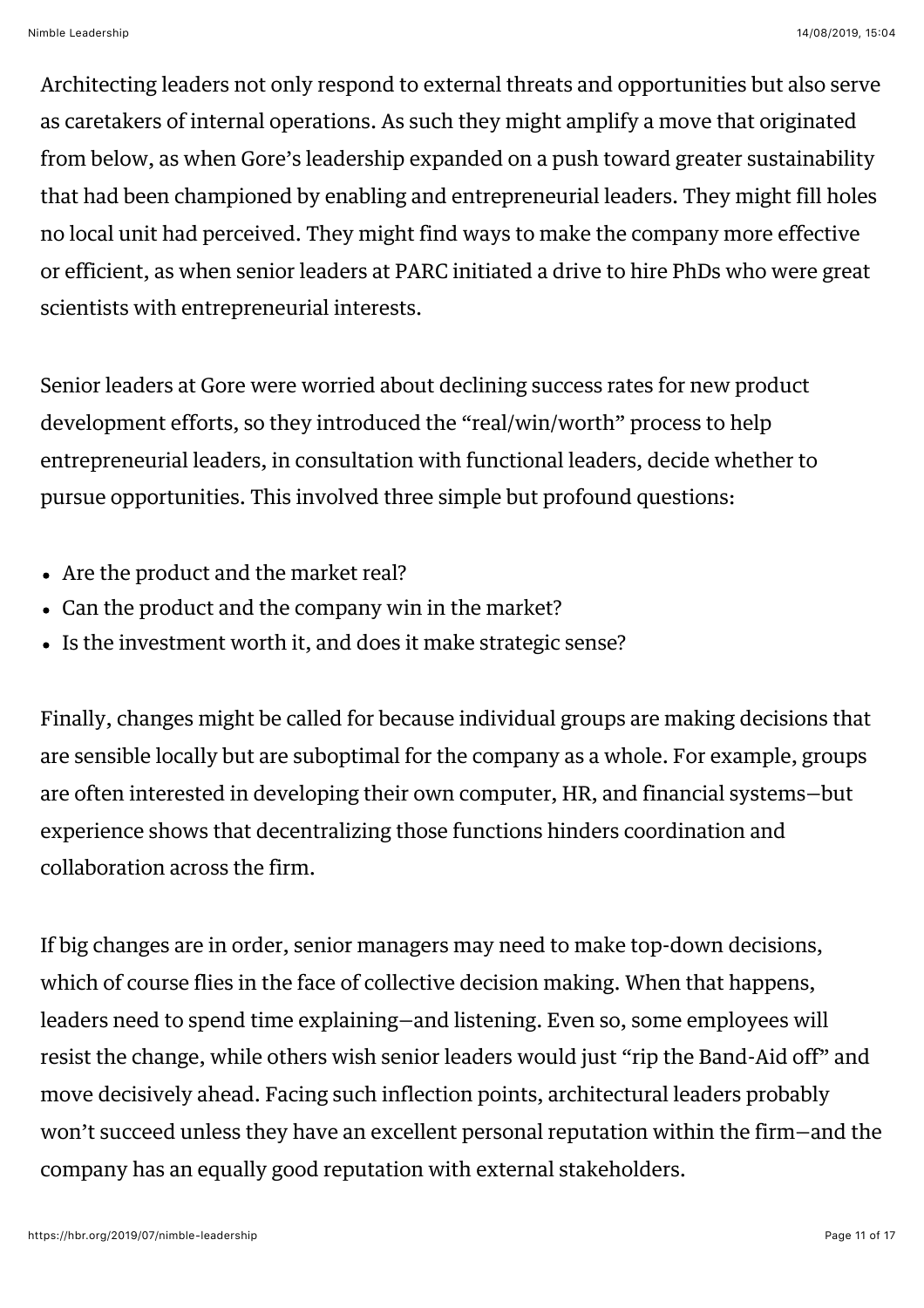Architecting leaders not only respond to external threats and opportunities but also serve as caretakers of internal operations. As such they might amplify a move that originated from below, as when Gore's leadership expanded on a push toward greater sustainability that had been championed by enabling and entrepreneurial leaders. They might fill holes no local unit had perceived. They might find ways to make the company more effective or efficient, as when senior leaders at PARC initiated a drive to hire PhDs who were great scientists with entrepreneurial interests.

Senior leaders at Gore were worried about declining success rates for new product development efforts, so they introduced the "real/win/worth" process to help entrepreneurial leaders, in consultation with functional leaders, decide whether to pursue opportunities. This involved three simple but profound questions:

- Are the product and the market real?
- Can the product and the company win in the market?
- Is the investment worth it, and does it make strategic sense?

Finally, changes might be called for because individual groups are making decisions that are sensible locally but are suboptimal for the company as a whole. For example, groups are often interested in developing their own computer, HR, and financial systems—but experience shows that decentralizing those functions hinders coordination and collaboration across the firm.

If big changes are in order, senior managers may need to make top-down decisions, which of course flies in the face of collective decision making. When that happens, leaders need to spend time explaining—and listening. Even so, some employees will resist the change, while others wish senior leaders would just "rip the Band-Aid off" and move decisively ahead. Facing such inflection points, architectural leaders probably won't succeed unless they have an excellent personal reputation within the firm—and the company has an equally good reputation with external stakeholders.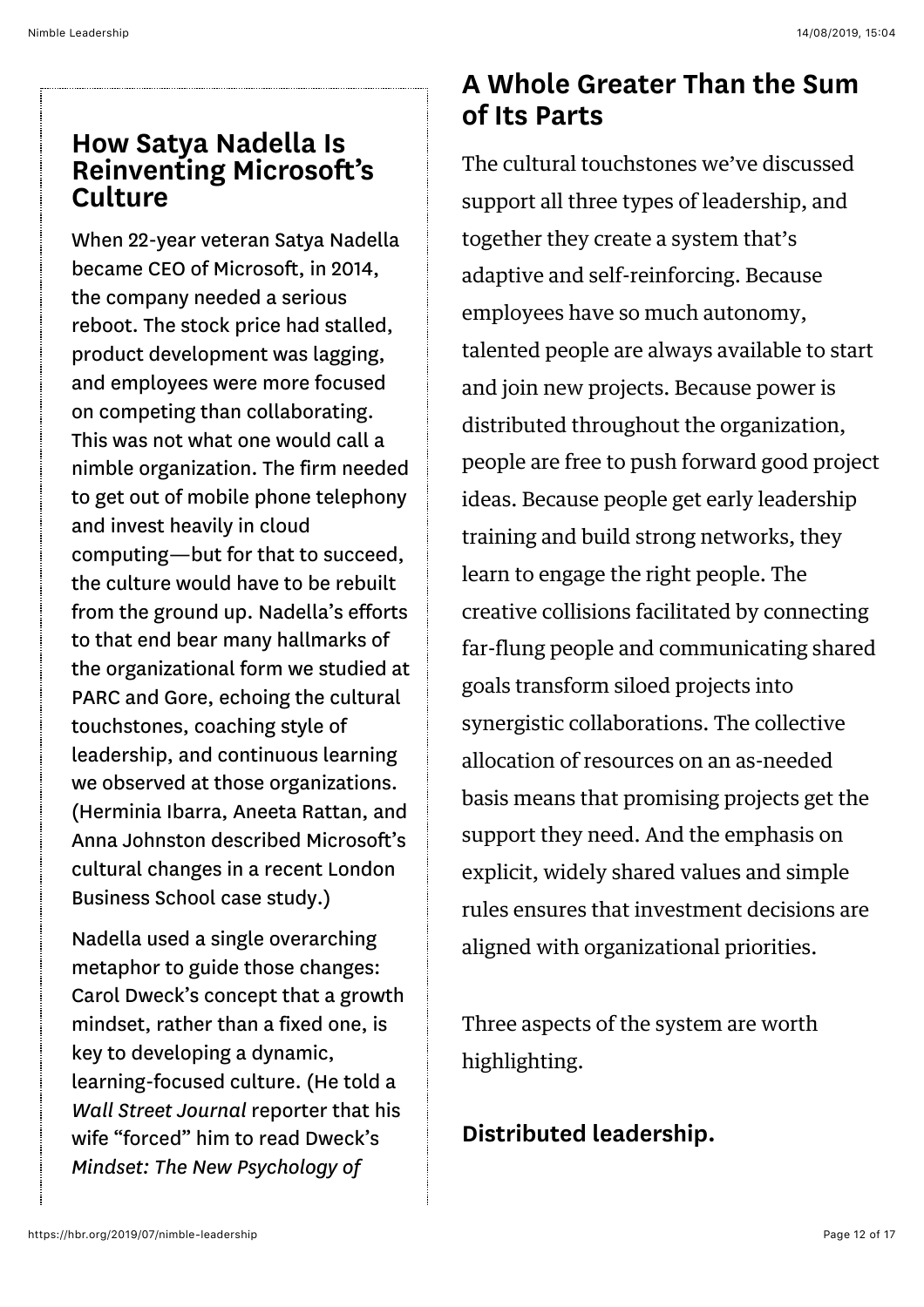## How Satya Nadella Is Reinventing Microsoft's Culture

When 22-year veteran Satya Nadella became CEO of Microsoft, in 2014, the company needed a serious reboot. The stock price had stalled, product development was lagging, and employees were more focused on competing than collaborating. This was not what one would call a nimble organization. The firm needed to get out of mobile phone telephony and invest heavily in cloud computing—but for that to succeed, the culture would have to be rebuilt from the ground up. Nadella's efforts to that end bear many hallmarks of the organizational form we studied at PARC and Gore, echoing the cultural touchstones, coaching style of leadership, and continuous learning we observed at those organizations. (Herminia Ibarra, Aneeta Rattan, and Anna Johnston described Microsoft's cultural changes in a recent London Business School case study.)

Nadella used a single overarching metaphor to guide those changes: Carol Dweck's concept that a growth mindset, rather than a fixed one, is key to developing a dynamic, learning-focused culture. (He told a *Wall Street Journal* reporter that his wife "forced" him to read Dweck's *Mindset: The New Psychology of*

## A Whole Greater Than the Sum of Its Parts

The cultural touchstones we've discussed support all three types of leadership, and together they create a system that's adaptive and self-reinforcing. Because employees have so much autonomy, talented people are always available to start and join new projects. Because power is distributed throughout the organization, people are free to push forward good project ideas. Because people get early leadership training and build strong networks, they learn to engage the right people. The creative collisions facilitated by connecting far-flung people and communicating shared goals transform siloed projects into synergistic collaborations. The collective allocation of resources on an as-needed basis means that promising projects get the support they need. And the emphasis on explicit, widely shared values and simple rules ensures that investment decisions are aligned with organizational priorities.

Three aspects of the system are worth highlighting.

### Distributed leadership.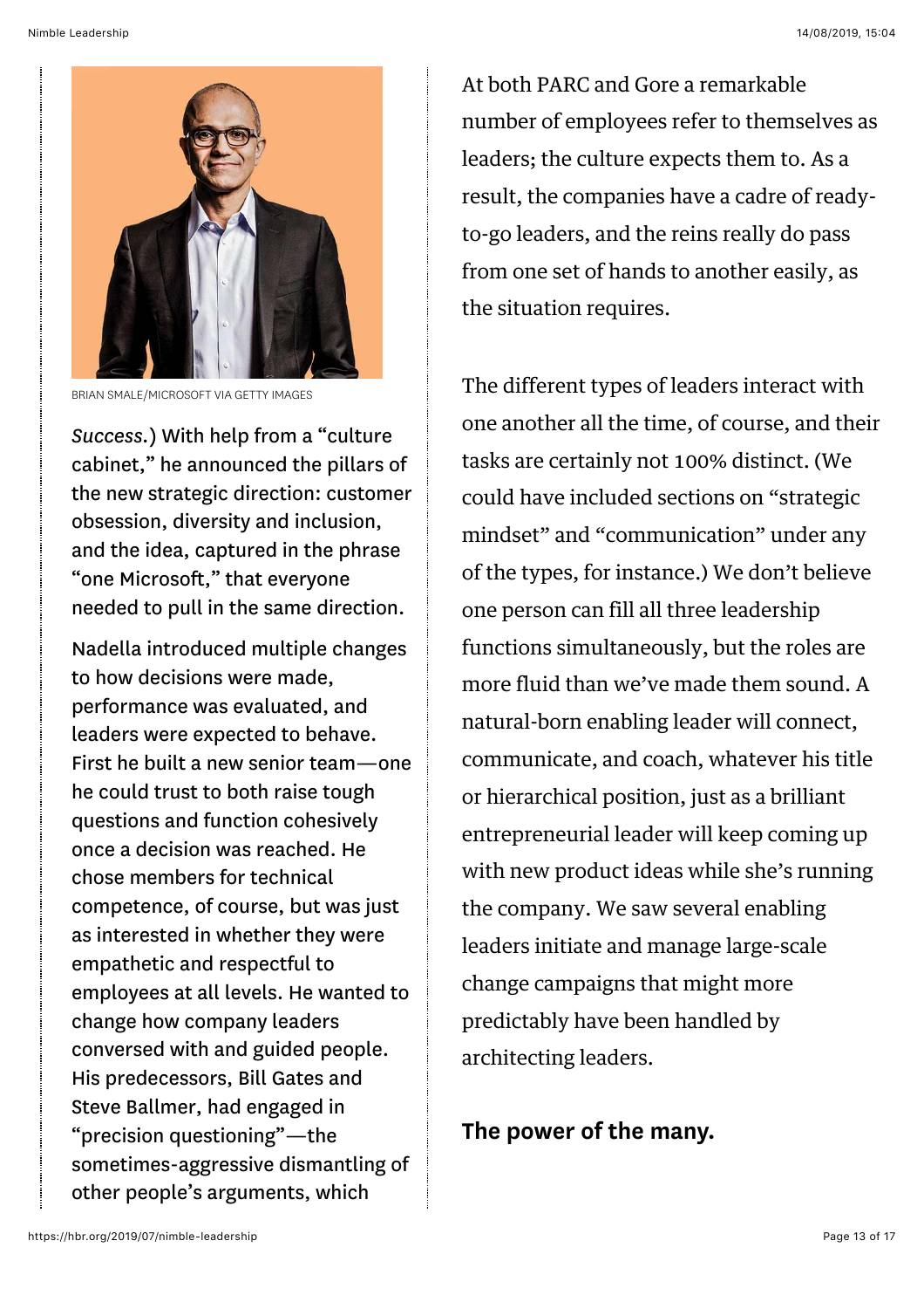BRIAN SMALE/MICROSOFT VIA GETTY IMAGES

*Success*.) With help from a "culture cabinet," he announced the pillars of the new strategic direction: customer obsession, diversity and inclusion, and the idea, captured in the phrase "one Microsoft," that everyone needed to pull in the same direction.

Nadella introduced multiple changes to how decisions were made, performance was evaluated, and leaders were expected to behave. First he built a new senior team—one he could trust to both raise tough questions and function cohesively once a decision was reached. He chose members for technical competence, of course, but was just as interested in whether they were empathetic and respectful to employees at all levels. He wanted to change how company leaders conversed with and guided people. His predecessors, Bill Gates and Steve Ballmer, had engaged in "precision questioning"—the sometimes-aggressive dismantling of other people's arguments, which

At both PARC and Gore a remarkable number of employees refer to themselves as leaders; the culture expects them to. As a result, the companies have a cadre of ready-to-go leaders, and the reins really do pass from one set of hands to another easily, as the situation requires.

The different types of leaders interact with one another all the time, of course, and their tasks are certainly not 100% distinct. (We could have included sections on "strategic mindset" and "communication" under any of the types, for instance.) We don't believe one person can fill all three leadership functions simultaneously, but the roles are more fluid than we've made them sound. A natural-born enabling leader will connect, communicate, and coach, whatever his title or hierarchical position, just as a brilliant entrepreneurial leader will keep coming up with new product ideas while she's running the company. We saw several enabling leaders initiate and manage large-scale change campaigns that might more predictably have been handled by architecting leaders.

**The power of the many.**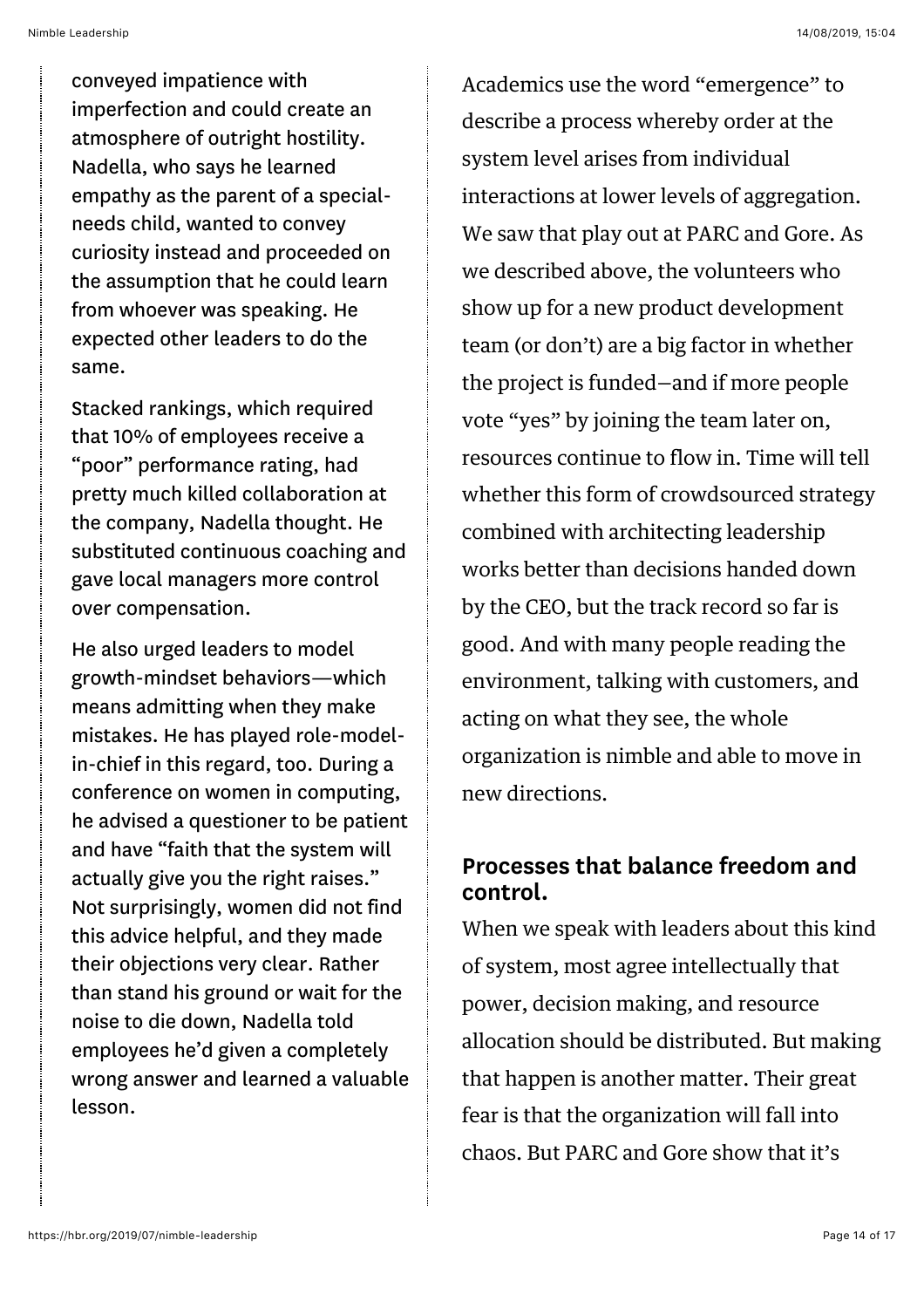conveyed impatience with imperfection and could create an atmosphere of outright hostility. Nadella, who says he learned empathy as the parent of a special-needs child, wanted to convey curiosity instead and proceeded on the assumption that he could learn from whoever was speaking. He expected other leaders to do the same.

Stacked rankings, which required that 10% of employees receive a "poor" performance rating, had pretty much killed collaboration at the company, Nadella thought. He substituted continuous coaching and gave local managers more control over compensation.

He also urged leaders to model growth-mindset behaviors—which means admitting when they make mistakes. He has played role-model-in-chief in this regard, too. During a conference on women in computing, he advised a questioner to be patient and have "faith that the system will actually give you the right raises." Not surprisingly, women did not find this advice helpful, and they made their objections very clear. Rather than stand his ground or wait for the noise to die down, Nadella told employees he'd given a completely wrong answer and learned a valuable lesson.

Academics use the word "emergence" to describe a process whereby order at the system level arises from individual interactions at lower levels of aggregation. We saw that play out at PARC and Gore. As we described above, the volunteers who show up for a new product development team (or don't) are a big factor in whether the project is funded—and if more people vote "yes" by joining the team later on, resources continue to flow in. Time will tell whether this form of crowdsourced strategy combined with architecting leadership works better than decisions handed down by the CEO, but the track record so far is good. And with many people reading the environment, talking with customers, and acting on what they see, the whole organization is nimble and able to move in new directions.

### Processes that balance freedom and control.

When we speak with leaders about this kind of system, most agree intellectually that power, decision making, and resource allocation should be distributed. But making that happen is another matter. Their great fear is that the organization will fall into chaos. But PARC and Gore show that it's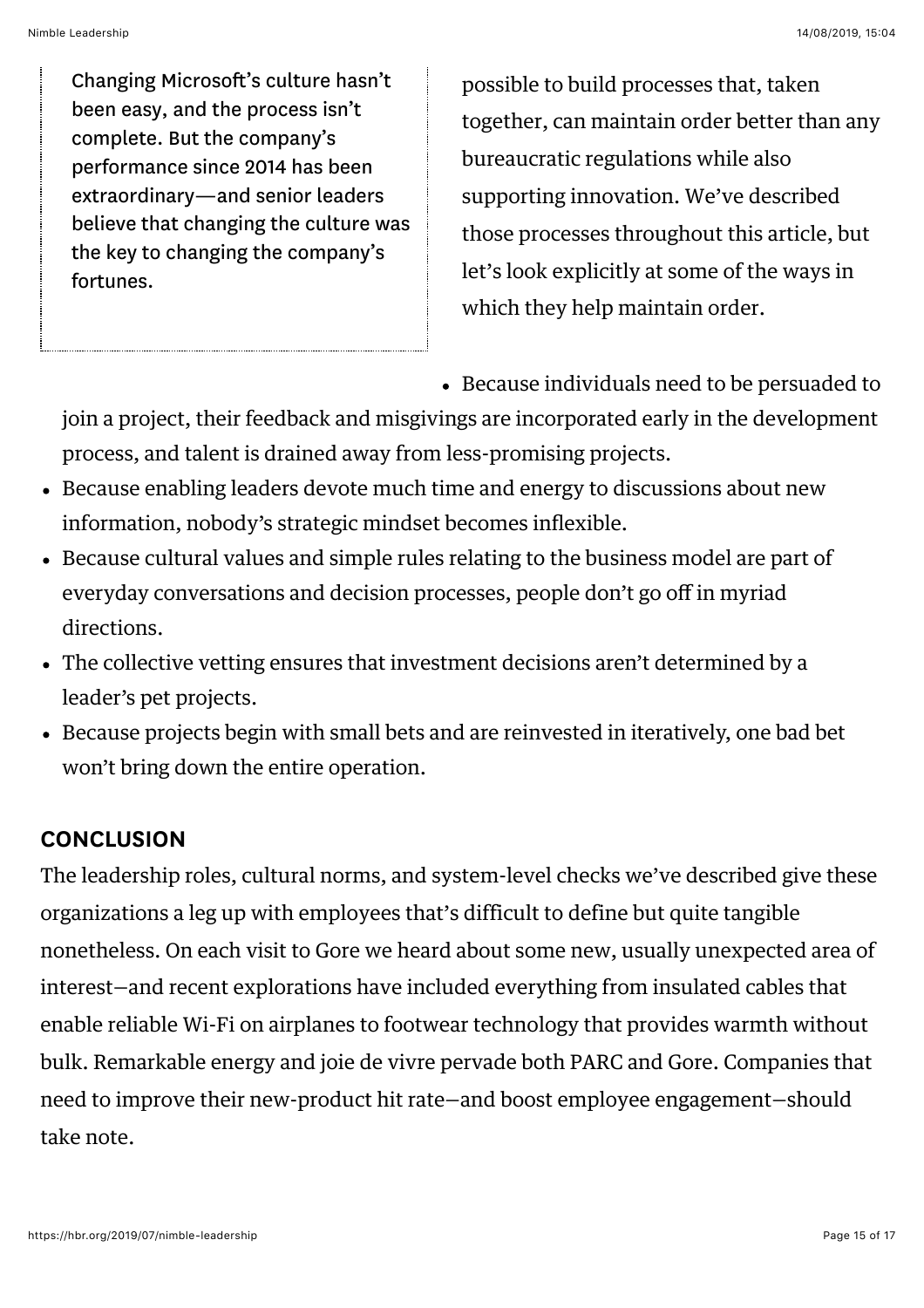> Changing Microsoft's culture hasn't been easy, and the process isn't complete. But the company's performance since 2014 has been extraordinary—and senior leaders believe that changing the culture was the key to changing the company's fortunes.

possible to build processes that, taken together, can maintain order better than any bureaucratic regulations while also supporting innovation. We've described those processes throughout this article, but let's look explicitly at some of the ways in which they help maintain order.

- Because individuals need to be persuaded to join a project, their feedback and misgivings are incorporated early in the development process, and talent is drained away from less-promising projects.
- Because enabling leaders devote much time and energy to discussions about new information, nobody's strategic mindset becomes inflexible.
- Because cultural values and simple rules relating to the business model are part of everyday conversations and decision processes, people don't go off in myriad directions.
- The collective vetting ensures that investment decisions aren't determined by a leader's pet projects.
- Because projects begin with small bets and are reinvested in iteratively, one bad bet won't bring down the entire operation.

## CONCLUSION

The leadership roles, cultural norms, and system-level checks we've described give these organizations a leg up with employees that's difficult to define but quite tangible nonetheless. On each visit to Gore we heard about some new, usually unexpected area of interest—and recent explorations have included everything from insulated cables that enable reliable Wi-Fi on airplanes to footwear technology that provides warmth without bulk. Remarkable energy and joie de vivre pervade both PARC and Gore. Companies that need to improve their new-product hit rate—and boost employee engagement—should take note.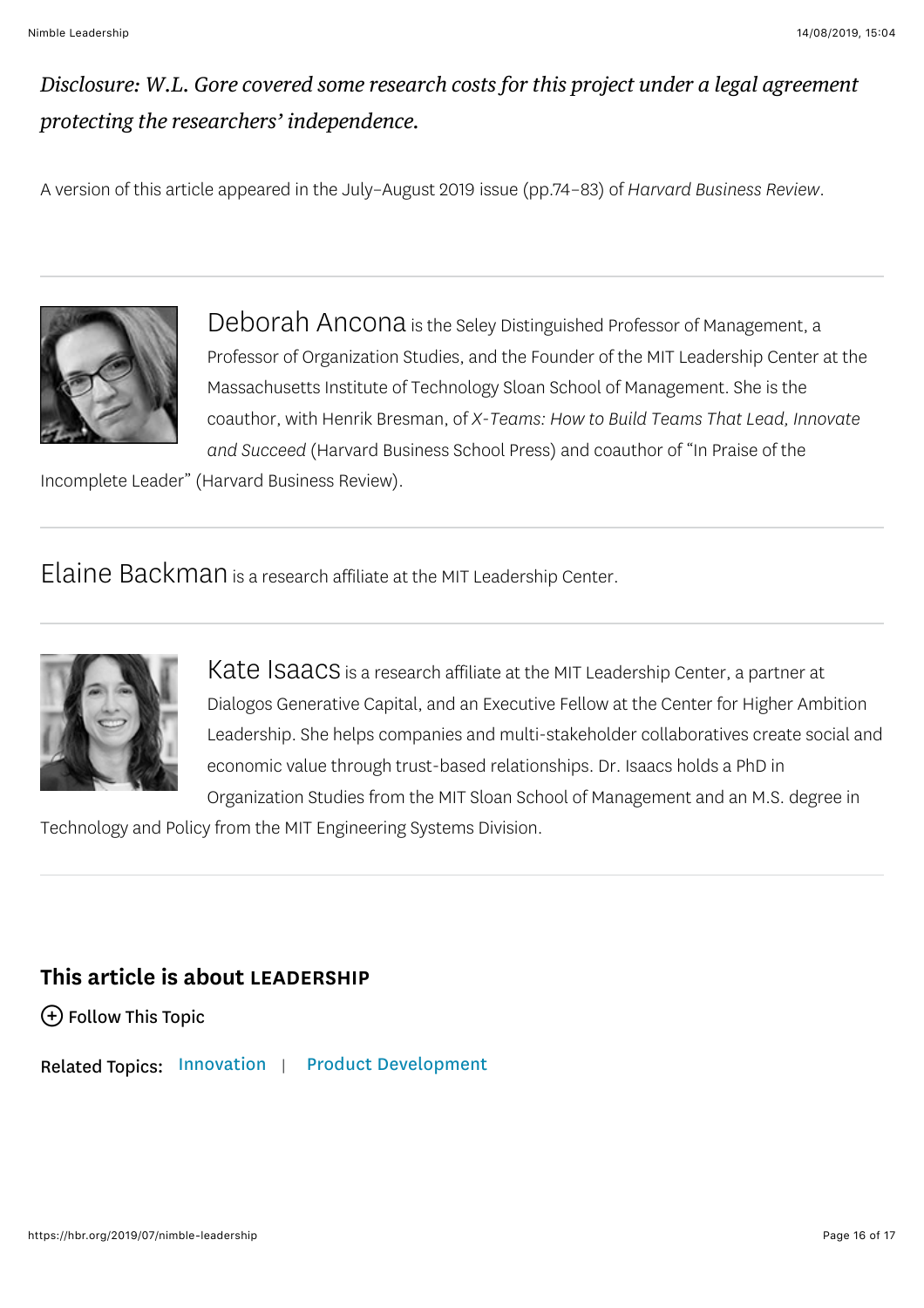*Disclosure: W.L. Gore covered some research costs for this project under a legal agreement protecting the researchers' independence.*

A version of this article appeared in the July–August 2019 issue (pp.74–83) of *Harvard Business Review*.

---

Deborah Ancona is the Seley Distinguished Professor of Management, a Professor of Organization Studies, and the Founder of the MIT Leadership Center at the Massachusetts Institute of Technology Sloan School of Management. She is the coauthor, with Henrik Bresman, of *X-Teams: How to Build Teams That Lead, Innovate and Succeed* (Harvard Business School Press) and coauthor of "In Praise of the Incomplete Leader" (Harvard Business Review).

---

Elaine Backman is a research affiliate at the MIT Leadership Center.

---

Kate Isaacs is a research affiliate at the MIT Leadership Center, a partner at Dialogos Generative Capital, and an Executive Fellow at the Center for Higher Ambition Leadership. She helps companies and multi-stakeholder collaboratives create social and economic value through trust-based relationships. Dr. Isaacs holds a PhD in Organization Studies from the MIT Sloan School of Management and an M.S. degree in Technology and Policy from the MIT Engineering Systems Division.

---

**This article is about LEADERSHIP**

Follow This Topic

Related Topics: Innovation | Product Development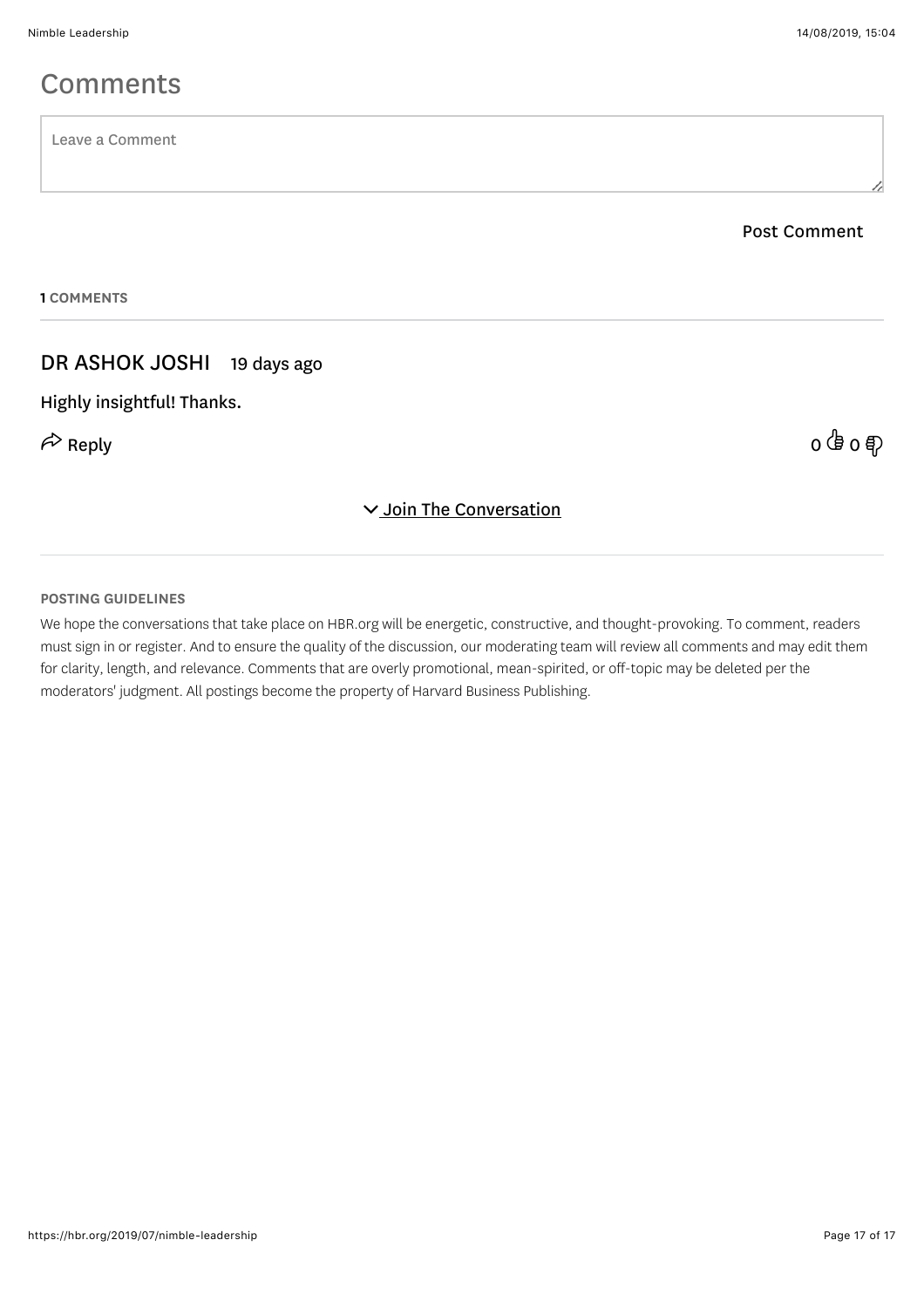# Comments

Leave a Comment

Post Comment

**1 COMMENTS**

DR ASHOK JOSHI 19 days ago

Highly insightful! Thanks.

Reply

0 0

Join The Conversation

**POSTING GUIDELINES**

We hope the conversations that take place on HBR.org will be energetic, constructive, and thought-provoking. To comment, readers must sign in or register. And to ensure the quality of the discussion, our moderating team will review all comments and may edit them for clarity, length, and relevance. Comments that are overly promotional, mean-spirited, or off-topic may be deleted per the moderators' judgment. All postings become the property of Harvard Business Publishing.